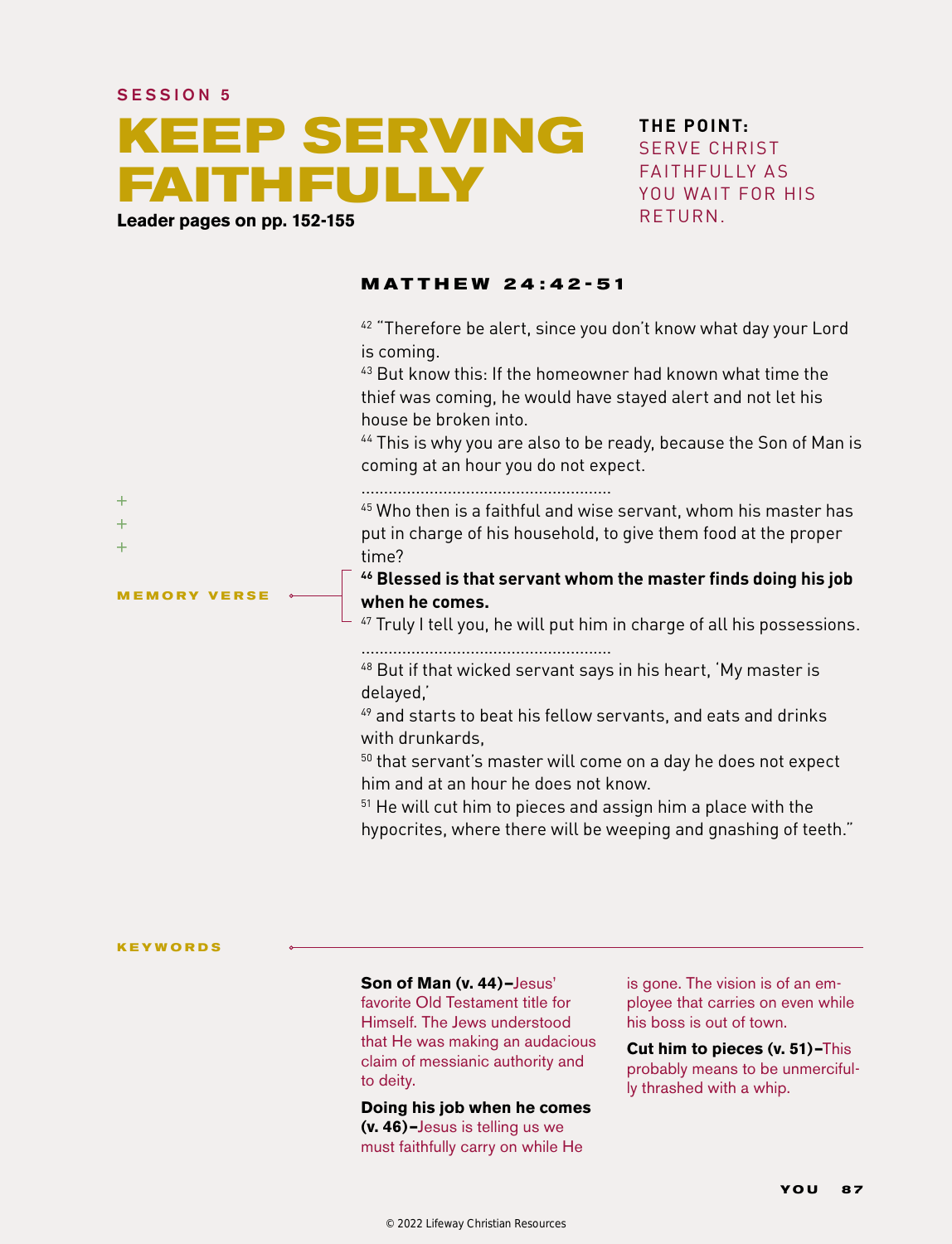SESSION 5

# KEEP SERVING FAITHFULLY

**Leader pages on pp. 152-155**

**THE POINT:** SERVE CHRIST FAITHFULLY AS YOU WAIT FOR HIS RETURN.

## MATTHEW 24:42-51

[42] "Therefore be alert, since you don't know what day your Lord is coming.
[43] But know this: If the homeowner had known what time the thief was coming, he would have stayed alert and not let his house be broken into.
[44] This is why you are also to be ready, because the Son of Man is coming at an hour you do not expect.

[45] Who then is a faithful and wise servant, whom his master has put in charge of his household, to give them food at the proper time?
**[46] Blessed is that servant whom the master finds doing his job when he comes.**
[47] Truly I tell you, he will put him in charge of all his possessions.

MEMORY VERSE

[48] But if that wicked servant says in his heart, 'My master is delayed,'
[49] and starts to beat his fellow servants, and eats and drinks with drunkards,
[50] that servant's master will come on a day he does not expect him and at an hour he does not know.
[51] He will cut him to pieces and assign him a place with the hypocrites, where there will be weeping and gnashing of teeth."

### KEYWORDS

**Son of Man (v. 44)–**Jesus' favorite Old Testament title for Himself. The Jews understood that He was making an audacious claim of messianic authority and to deity.

**Doing his job when he comes (v. 46)–**Jesus is telling us we must faithfully carry on while He is gone. The vision is of an employee that carries on even while his boss is out of town.

**Cut him to pieces (v. 51)–**This probably means to be unmercifully thrashed with a whip.

© 2022 Lifeway Christian Resources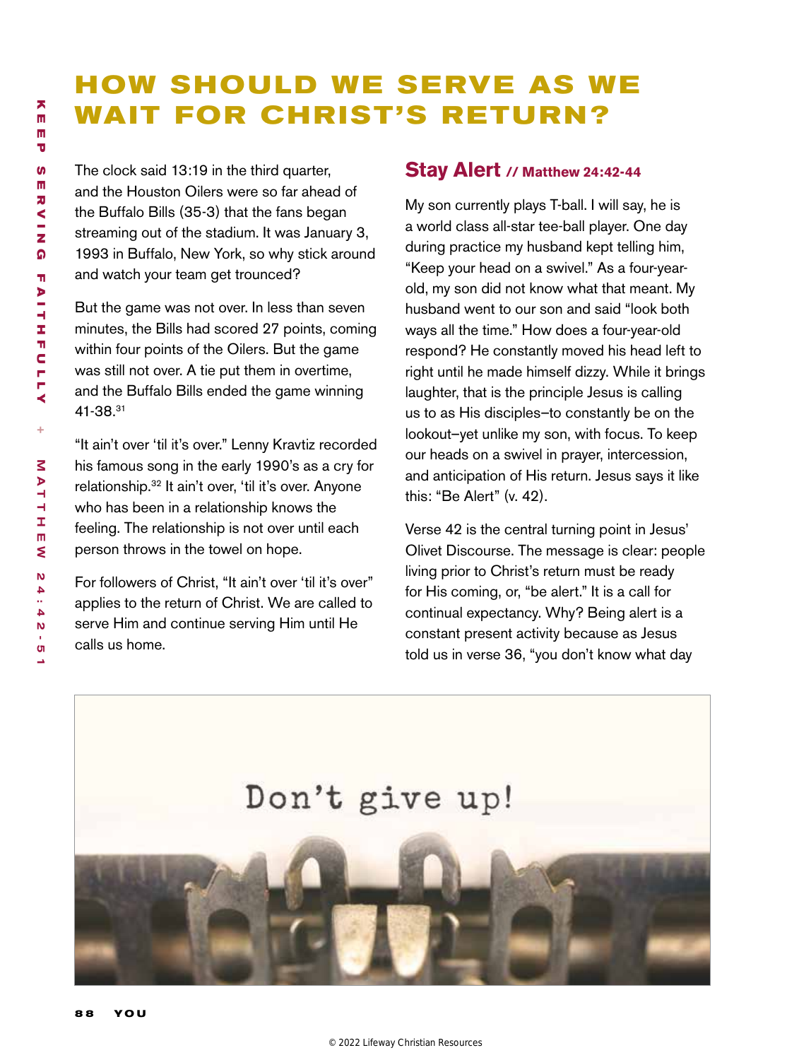# HOW SHOULD WE SERVE AS WE WAIT FOR CHRIST'S RETURN?

The clock said 13:19 in the third quarter, and the Houston Oilers were so far ahead of the Buffalo Bills (35-3) that the fans began streaming out of the stadium. It was January 3, 1993 in Buffalo, New York, so why stick around and watch your team get trounced?

But the game was not over. In less than seven minutes, the Bills had scored 27 points, coming within four points of the Oilers. But the game was still not over. A tie put them in overtime, and the Buffalo Bills ended the game winning 41-38.[31]

"It ain't over 'til it's over." Lenny Kravtiz recorded his famous song in the early 1990's as a cry for relationship.[32] It ain't over, 'til it's over. Anyone who has been in a relationship knows the feeling. The relationship is not over until each person throws in the towel on hope.

For followers of Christ, "It ain't over 'til it's over" applies to the return of Christ. We are called to serve Him and continue serving Him until He calls us home.

## Stay Alert // Matthew 24:42-44

My son currently plays T-ball. I will say, he is a world class all-star tee-ball player. One day during practice my husband kept telling him, "Keep your head on a swivel." As a four-year-old, my son did not know what that meant. My husband went to our son and said "look both ways all the time." How does a four-year-old respond? He constantly moved his head left to right until he made himself dizzy. While it brings laughter, that is the principle Jesus is calling us to as His disciples–to constantly be on the lookout–yet unlike my son, with focus. To keep our heads on a swivel in prayer, intercession, and anticipation of His return. Jesus says it like this: "Be Alert" (v. 42).

Verse 42 is the central turning point in Jesus' Olivet Discourse. The message is clear: people living prior to Christ's return must be ready for His coming, or, "be alert." It is a call for continual expectancy. Why? Being alert is a constant present activity because as Jesus told us in verse 36, "you don't know what day

Don't give up!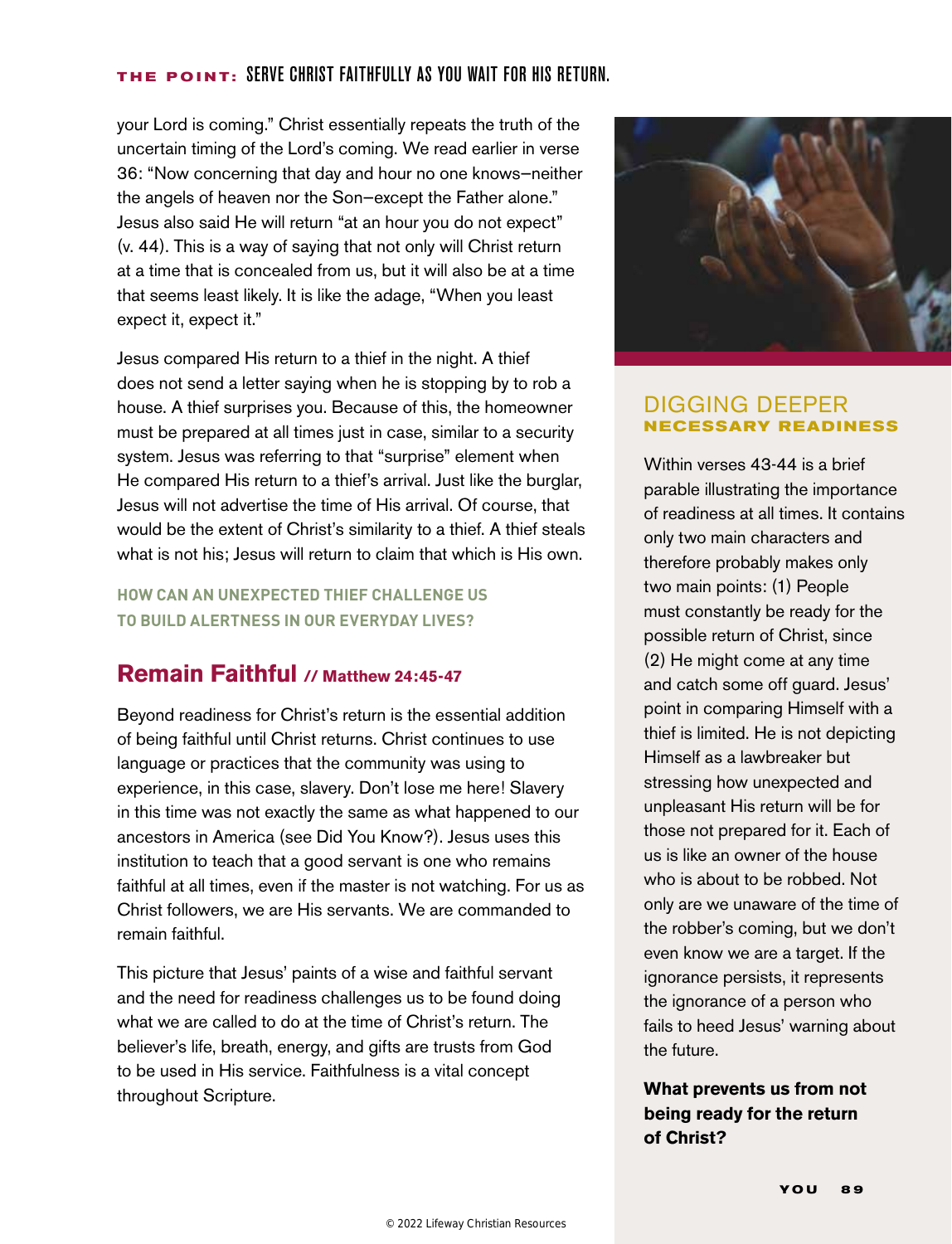your Lord is coming." Christ essentially repeats the truth of the uncertain timing of the Lord's coming. We read earlier in verse 36: "Now concerning that day and hour no one knows—neither the angels of heaven nor the Son—except the Father alone." Jesus also said He will return "at an hour you do not expect" (v. 44). This is a way of saying that not only will Christ return at a time that is concealed from us, but it will also be at a time that seems least likely. It is like the adage, "When you least expect it, expect it."

Jesus compared His return to a thief in the night. A thief does not send a letter saying when he is stopping by to rob a house. A thief surprises you. Because of this, the homeowner must be prepared at all times just in case, similar to a security system. Jesus was referring to that "surprise" element when He compared His return to a thief's arrival. Just like the burglar, Jesus will not advertise the time of His arrival. Of course, that would be the extent of Christ's similarity to a thief. A thief steals what is not his; Jesus will return to claim that which is His own.

**HOW CAN AN UNEXPECTED THIEF CHALLENGE US TO BUILD ALERTNESS IN OUR EVERYDAY LIVES?**

## Remain Faithful // Matthew 24:45-47

Beyond readiness for Christ's return is the essential addition of being faithful until Christ returns. Christ continues to use language or practices that the community was using to experience, in this case, slavery. Don't lose me here! Slavery in this time was not exactly the same as what happened to our ancestors in America (see Did You Know?). Jesus uses this institution to teach that a good servant is one who remains faithful at all times, even if the master is not watching. For us as Christ followers, we are His servants. We are commanded to remain faithful.

This picture that Jesus' paints of a wise and faithful servant and the need for readiness challenges us to be found doing what we are called to do at the time of Christ's return. The believer's life, breath, energy, and gifts are trusts from God to be used in His service. Faithfulness is a vital concept throughout Scripture.

## DIGGING DEEPER
### NECESSARY READINESS

Within verses 43-44 is a brief parable illustrating the importance of readiness at all times. It contains only two main characters and therefore probably makes only two main points: (1) People must constantly be ready for the possible return of Christ, since (2) He might come at any time and catch some off guard. Jesus' point in comparing Himself with a thief is limited. He is not depicting Himself as a lawbreaker but stressing how unexpected and unpleasant His return will be for those not prepared for it. Each of us is like an owner of the house who is about to be robbed. Not only are we unaware of the time of the robber's coming, but we don't even know we are a target. If the ignorance persists, it represents the ignorance of a person who fails to heed Jesus' warning about the future.

**What prevents us from not being ready for the return of Christ?**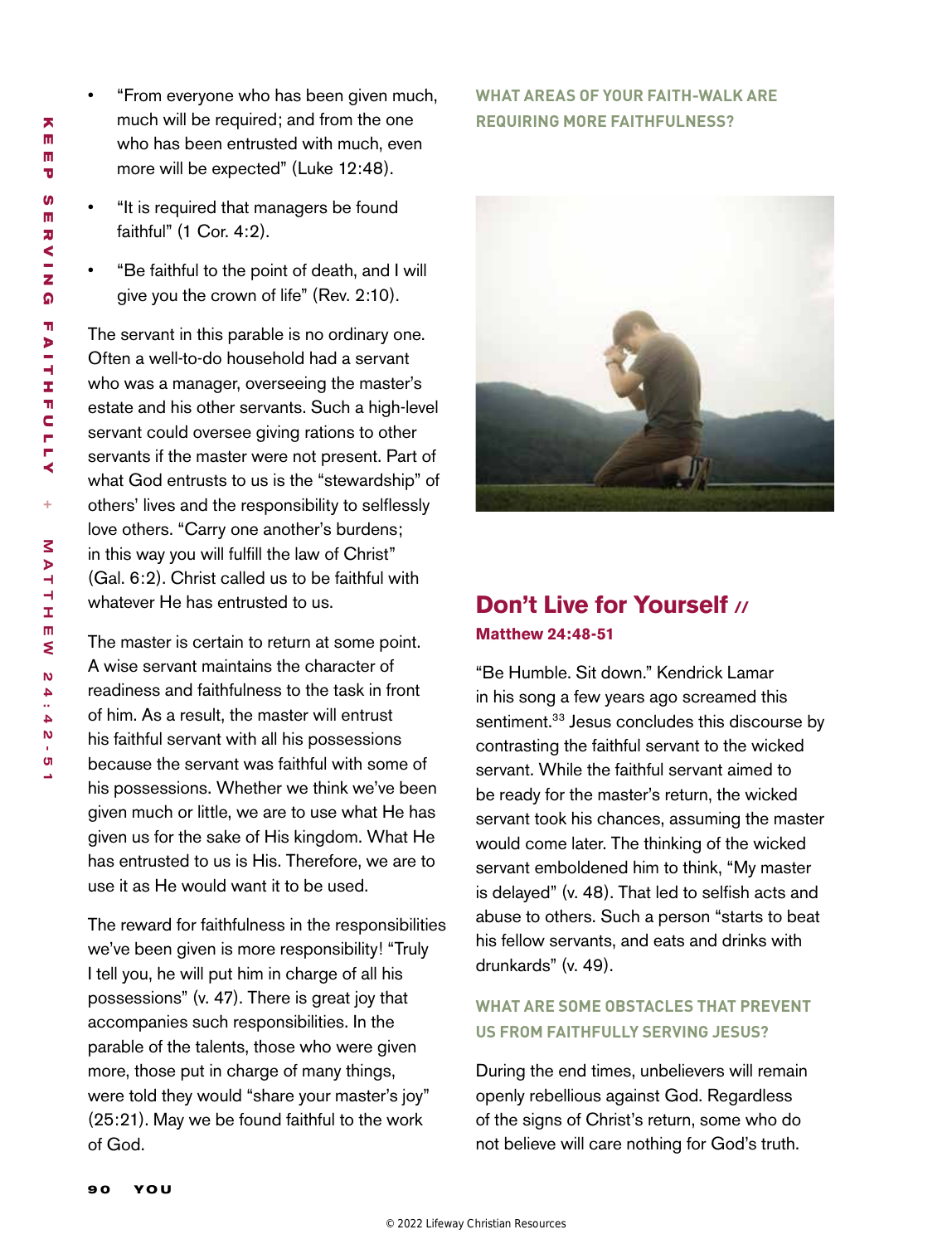- "From everyone who has been given much, much will be required; and from the one who has been entrusted with much, even more will be expected" (Luke 12:48).
- "It is required that managers be found faithful" (1 Cor. 4:2).
- "Be faithful to the point of death, and I will give you the crown of life" (Rev. 2:10).

The servant in this parable is no ordinary one. Often a well-to-do household had a servant who was a manager, overseeing the master's estate and his other servants. Such a high-level servant could oversee giving rations to other servants if the master were not present. Part of what God entrusts to us is the "stewardship" of others' lives and the responsibility to selflessly love others. "Carry one another's burdens; in this way you will fulfill the law of Christ" (Gal. 6:2). Christ called us to be faithful with whatever He has entrusted to us.

The master is certain to return at some point. A wise servant maintains the character of readiness and faithfulness to the task in front of him. As a result, the master will entrust his faithful servant with all his possessions because the servant was faithful with some of his possessions. Whether we think we've been given much or little, we are to use what He has given us for the sake of His kingdom. What He has entrusted to us is His. Therefore, we are to use it as He would want it to be used.

The reward for faithfulness in the responsibilities we've been given is more responsibility! "Truly I tell you, he will put him in charge of all his possessions" (v. 47). There is great joy that accompanies such responsibilities. In the parable of the talents, those who were given more, those put in charge of many things, were told they would "share your master's joy" (25:21). May we be found faithful to the work of God.

**WHAT AREAS OF YOUR FAITH-WALK ARE REQUIRING MORE FAITHFULNESS?**

## Don't Live for Yourself //

**Matthew 24:48-51**

"Be Humble. Sit down." Kendrick Lamar in his song a few years ago screamed this sentiment.[33] Jesus concludes this discourse by contrasting the faithful servant to the wicked servant. While the faithful servant aimed to be ready for the master's return, the wicked servant took his chances, assuming the master would come later. The thinking of the wicked servant emboldened him to think, "My master is delayed" (v. 48). That led to selfish acts and abuse to others. Such a person "starts to beat his fellow servants, and eats and drinks with drunkards" (v. 49).

**WHAT ARE SOME OBSTACLES THAT PREVENT US FROM FAITHFULLY SERVING JESUS?**

During the end times, unbelievers will remain openly rebellious against God. Regardless of the signs of Christ's return, some who do not believe will care nothing for God's truth.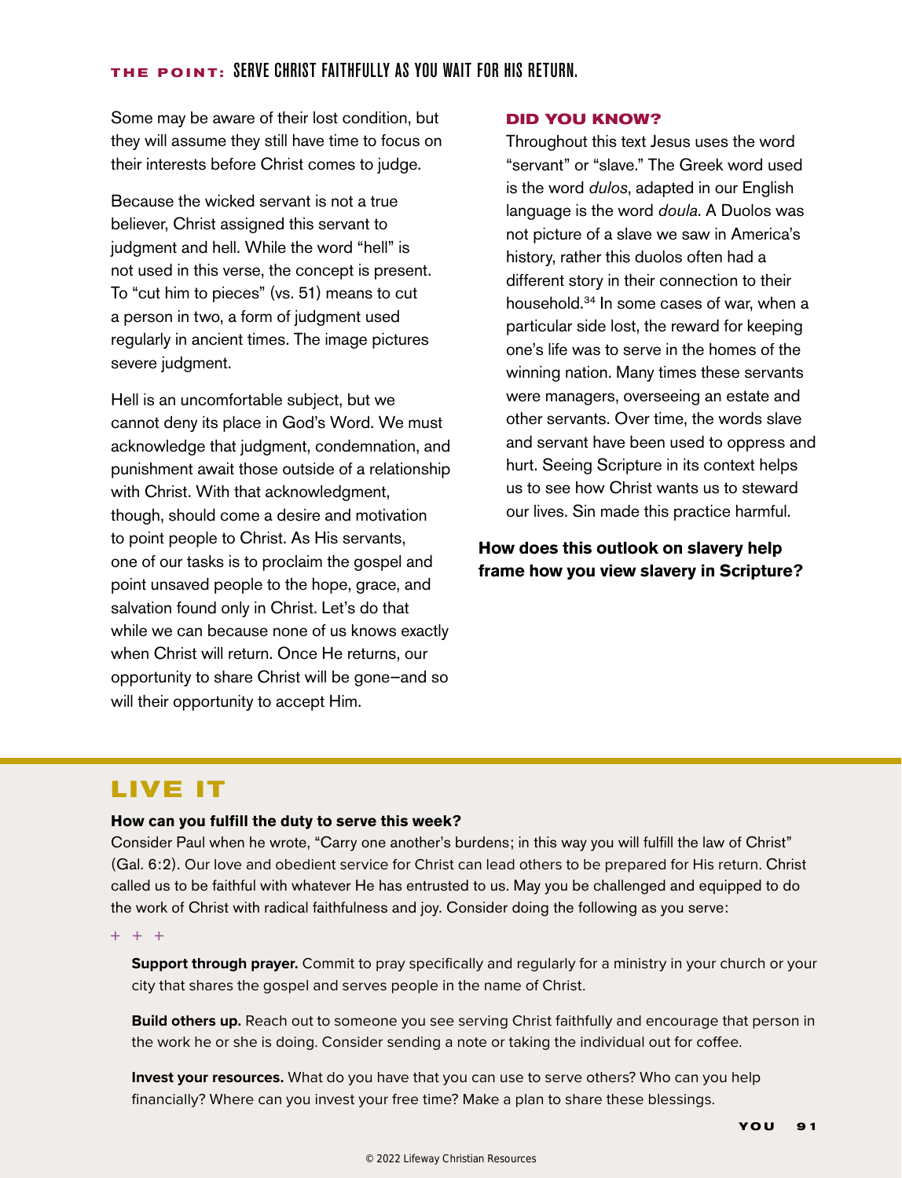**THE POINT:** SERVE CHRIST FAITHFULLY AS YOU WAIT FOR HIS RETURN.

Some may be aware of their lost condition, but they will assume they still have time to focus on their interests before Christ comes to judge.

Because the wicked servant is not a true believer, Christ assigned this servant to judgment and hell. While the word "hell" is not used in this verse, the concept is present. To "cut him to pieces" (vs. 51) means to cut a person in two, a form of judgment used regularly in ancient times. The image pictures severe judgment.

Hell is an uncomfortable subject, but we cannot deny its place in God's Word. We must acknowledge that judgment, condemnation, and punishment await those outside of a relationship with Christ. With that acknowledgment, though, should come a desire and motivation to point people to Christ. As His servants, one of our tasks is to proclaim the gospel and point unsaved people to the hope, grace, and salvation found only in Christ. Let's do that while we can because none of us knows exactly when Christ will return. Once He returns, our opportunity to share Christ will be gone—and so will their opportunity to accept Him.

### DID YOU KNOW?

Throughout this text Jesus uses the word "servant" or "slave." The Greek word used is the word *dulos*, adapted in our English language is the word *doula*. A Duolos was not picture of a slave we saw in America's history, rather this duolos often had a different story in their connection to their household.[34] In some cases of war, when a particular side lost, the reward for keeping one's life was to serve in the homes of the winning nation. Many times these servants were managers, overseeing an estate and other servants. Over time, the words slave and servant have been used to oppress and hurt. Seeing Scripture in its context helps us to see how Christ wants us to steward our lives. Sin made this practice harmful.

**How does this outlook on slavery help frame how you view slavery in Scripture?**

## LIVE IT

**How can you fulfill the duty to serve this week?**

Consider Paul when he wrote, "Carry one another's burdens; in this way you will fulfill the law of Christ" (Gal. 6:2). Our love and obedient service for Christ can lead others to be prepared for His return. Christ called us to be faithful with whatever He has entrusted to us. May you be challenged and equipped to do the work of Christ with radical faithfulness and joy. Consider doing the following as you serve:

+ + +

**Support through prayer.** Commit to pray specifically and regularly for a ministry in your church or your city that shares the gospel and serves people in the name of Christ.

**Build others up.** Reach out to someone you see serving Christ faithfully and encourage that person in the work he or she is doing. Consider sending a note or taking the individual out for coffee.

**Invest your resources.** What do you have that you can use to serve others? Who can you help financially? Where can you invest your free time? Make a plan to share these blessings.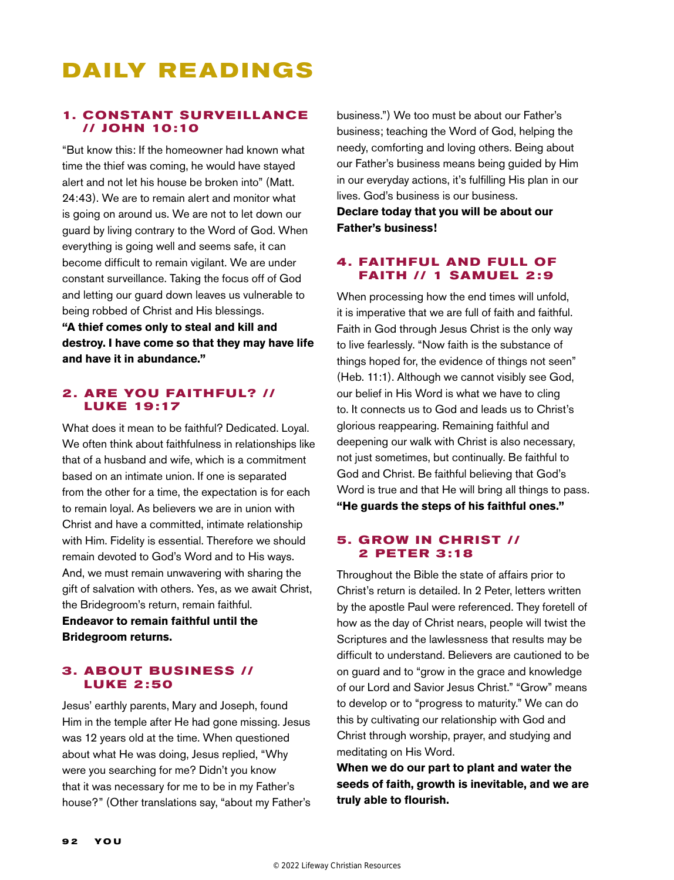# DAILY READINGS

### 1. CONSTANT SURVEILLANCE // JOHN 10:10

"But know this: If the homeowner had known what time the thief was coming, he would have stayed alert and not let his house be broken into" (Matt. 24:43). We are to remain alert and monitor what is going on around us. We are not to let down our guard by living contrary to the Word of God. When everything is going well and seems safe, it can become difficult to remain vigilant. We are under constant surveillance. Taking the focus off of God and letting our guard down leaves us vulnerable to being robbed of Christ and His blessings.

**"A thief comes only to steal and kill and destroy. I have come so that they may have life and have it in abundance."**

### 2. ARE YOU FAITHFUL? // LUKE 19:17

What does it mean to be faithful? Dedicated. Loyal. We often think about faithfulness in relationships like that of a husband and wife, which is a commitment based on an intimate union. If one is separated from the other for a time, the expectation is for each to remain loyal. As believers we are in union with Christ and have a committed, intimate relationship with Him. Fidelity is essential. Therefore we should remain devoted to God's Word and to His ways. And, we must remain unwavering with sharing the gift of salvation with others. Yes, as we await Christ, the Bridegroom's return, remain faithful.

**Endeavor to remain faithful until the Bridegroom returns.**

### 3. ABOUT BUSINESS // LUKE 2:50

Jesus' earthly parents, Mary and Joseph, found Him in the temple after He had gone missing. Jesus was 12 years old at the time. When questioned about what He was doing, Jesus replied, "Why were you searching for me? Didn't you know that it was necessary for me to be in my Father's house?" (Other translations say, "about my Father's business.") We too must be about our Father's business; teaching the Word of God, helping the needy, comforting and loving others. Being about our Father's business means being guided by Him in our everyday actions, it's fulfilling His plan in our lives. God's business is our business.

**Declare today that you will be about our Father's business!**

### 4. FAITHFUL AND FULL OF FAITH // 1 SAMUEL 2:9

When processing how the end times will unfold, it is imperative that we are full of faith and faithful. Faith in God through Jesus Christ is the only way to live fearlessly. "Now faith is the substance of things hoped for, the evidence of things not seen" (Heb. 11:1). Although we cannot visibly see God, our belief in His Word is what we have to cling to. It connects us to God and leads us to Christ's glorious reappearing. Remaining faithful and deepening our walk with Christ is also necessary, not just sometimes, but continually. Be faithful to God and Christ. Be faithful believing that God's Word is true and that He will bring all things to pass.

**"He guards the steps of his faithful ones."**

### 5. GROW IN CHRIST // 2 PETER 3:18

Throughout the Bible the state of affairs prior to Christ's return is detailed. In 2 Peter, letters written by the apostle Paul were referenced. They foretell of how as the day of Christ nears, people will twist the Scriptures and the lawlessness that results may be difficult to understand. Believers are cautioned to be on guard and to "grow in the grace and knowledge of our Lord and Savior Jesus Christ." "Grow" means to develop or to "progress to maturity." We can do this by cultivating our relationship with God and Christ through worship, prayer, and studying and meditating on His Word.

**When we do our part to plant and water the seeds of faith, growth is inevitable, and we are truly able to flourish.**

© 2022 Lifeway Christian Resources